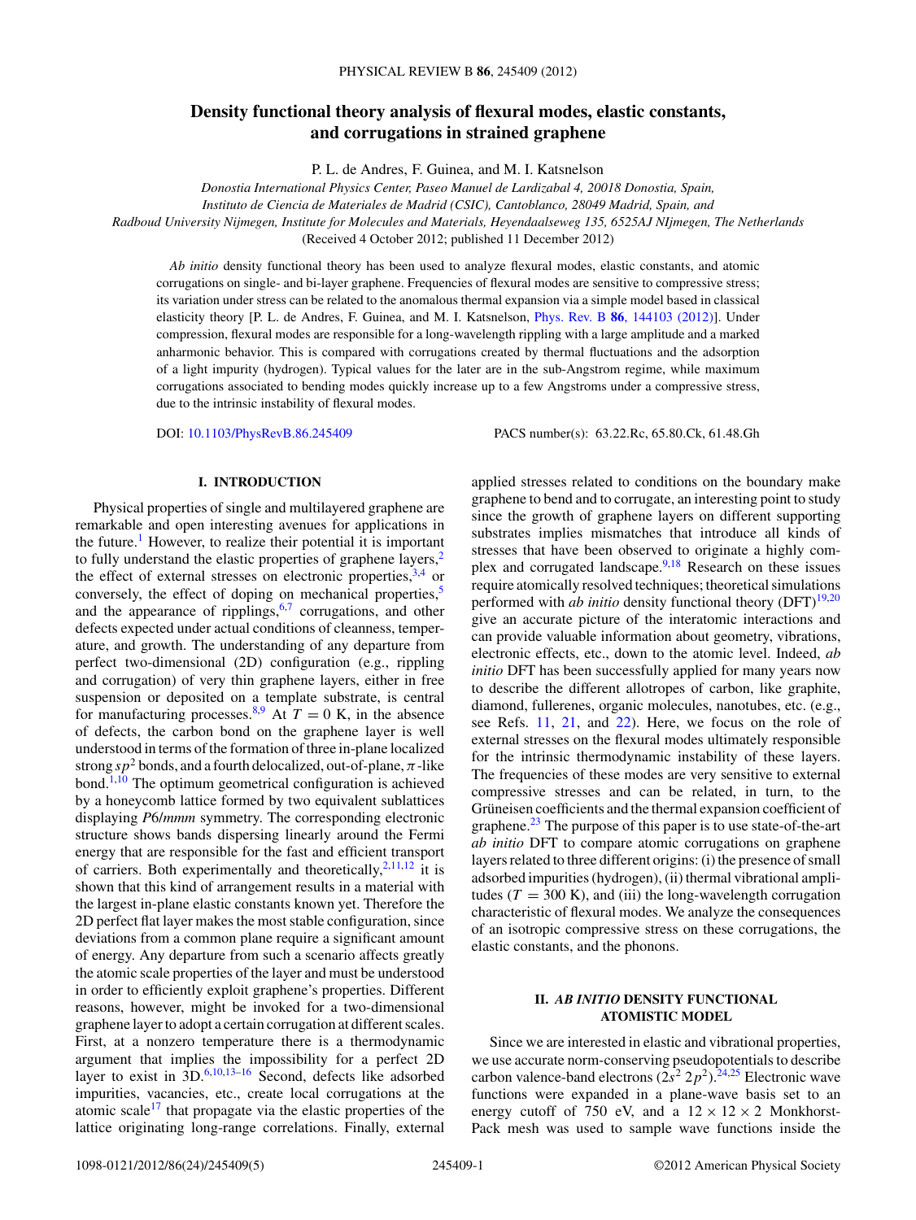# Density functional theory analysis of flexural modes, elastic constants, and corrugations in strained graphene

P. L. de Andres, F. Guinea, and M. I. Katsnelson

*Donostia International Physics Center, Paseo Manuel de Lardizabal 4, 20018 Donostia, Spain,*
*Instituto de Ciencia de Materiales de Madrid (CSIC), Cantoblanco, 28049 Madrid, Spain, and*
*Radboud University Nijmegen, Institute for Molecules and Materials, Heyendaalseweg 135, 6525AJ NIjmegen, The Netherlands*

(Received 4 October 2012; published 11 December 2012)

*Ab initio* density functional theory has been used to analyze flexural modes, elastic constants, and atomic corrugations on single- and bi-layer graphene. Frequencies of flexural modes are sensitive to compressive stress; its variation under stress can be related to the anomalous thermal expansion via a simple model based in classical elasticity theory [P. L. de Andres, F. Guinea, and M. I. Katsnelson, Phys. Rev. B **86**, 144103 (2012)]. Under compression, flexural modes are responsible for a long-wavelength rippling with a large amplitude and a marked anharmonic behavior. This is compared with corrugations created by thermal fluctuations and the adsorption of a light impurity (hydrogen). Typical values for the later are in the sub-Angstrom regime, while maximum corrugations associated to bending modes quickly increase up to a few Angstroms under a compressive stress, due to the intrinsic instability of flexural modes.

DOI: 10.1103/PhysRevB.86.245409 PACS number(s): 63.22.Rc, 65.80.Ck, 61.48.Gh

## I. INTRODUCTION

Physical properties of single and multilayered graphene are remarkable and open interesting avenues for applications in the future.[1] However, to realize their potential it is important to fully understand the elastic properties of graphene layers,[2] the effect of external stresses on electronic properties,[3,4] or conversely, the effect of doping on mechanical properties,[5] and the appearance of ripplings,[6,7] corrugations, and other defects expected under actual conditions of cleanness, temperature, and growth. The understanding of any departure from perfect two-dimensional (2D) configuration (e.g., rippling and corrugation) of very thin graphene layers, either in free suspension or deposited on a template substrate, is central for manufacturing processes.[8,9] At $T = 0$ K, in the absence of defects, the carbon bond on the graphene layer is well understood in terms of the formation of three in-plane localized strong $sp^2$ bonds, and a fourth delocalized, out-of-plane, $\pi$-like bond.[1,10] The optimum geometrical configuration is achieved by a honeycomb lattice formed by two equivalent sublattices displaying *P*6/*mmm* symmetry. The corresponding electronic structure shows bands dispersing linearly around the Fermi energy that are responsible for the fast and efficient transport of carriers. Both experimentally and theoretically,[2,11,12] it is shown that this kind of arrangement results in a material with the largest in-plane elastic constants known yet. Therefore the 2D perfect flat layer makes the most stable configuration, since deviations from a common plane require a significant amount of energy. Any departure from such a scenario affects greatly the atomic scale properties of the layer and must be understood in order to efficiently exploit graphene's properties. Different reasons, however, might be invoked for a two-dimensional graphene layer to adopt a certain corrugation at different scales. First, at a nonzero temperature there is a thermodynamic argument that implies the impossibility for a perfect 2D layer to exist in 3D.[6,10,13–16] Second, defects like adsorbed impurities, vacancies, etc., create local corrugations at the atomic scale[17] that propagate via the elastic properties of the lattice originating long-range correlations. Finally, external applied stresses related to conditions on the boundary make graphene to bend and to corrugate, an interesting point to study since the growth of graphene layers on different supporting substrates implies mismatches that introduce all kinds of stresses that have been observed to originate a highly complex and corrugated landscape.[9,18] Research on these issues require atomically resolved techniques; theoretical simulations performed with *ab initio* density functional theory (DFT)[19,20] give an accurate picture of the interatomic interactions and can provide valuable information about geometry, vibrations, electronic effects, etc., down to the atomic level. Indeed, *ab initio* DFT has been successfully applied for many years now to describe the different allotropes of carbon, like graphite, diamond, fullerenes, organic molecules, nanotubes, etc. (e.g., see Refs. 11, 21, and 22). Here, we focus on the role of external stresses on the flexural modes ultimately responsible for the intrinsic thermodynamic instability of these layers. The frequencies of these modes are very sensitive to external compressive stresses and can be related, in turn, to the Grüneisen coefficients and the thermal expansion coefficient of graphene.[23] The purpose of this paper is to use state-of-the-art *ab initio* DFT to compare atomic corrugations on graphene layers related to three different origins: (i) the presence of small adsorbed impurities (hydrogen), (ii) thermal vibrational amplitudes ($T = 300$ K), and (iii) the long-wavelength corrugation characteristic of flexural modes. We analyze the consequences of an isotropic compressive stress on these corrugations, the elastic constants, and the phonons.

## II. *AB INITIO* DENSITY FUNCTIONAL ATOMISTIC MODEL

Since we are interested in elastic and vibrational properties, we use accurate norm-conserving pseudopotentials to describe carbon valence-band electrons ($2s^2\,2p^2$).[24,25] Electronic wave functions were expanded in a plane-wave basis set to an energy cutoff of 750 eV, and a $12 \times 12 \times 2$ Monkhorst-Pack mesh was used to sample wave functions inside the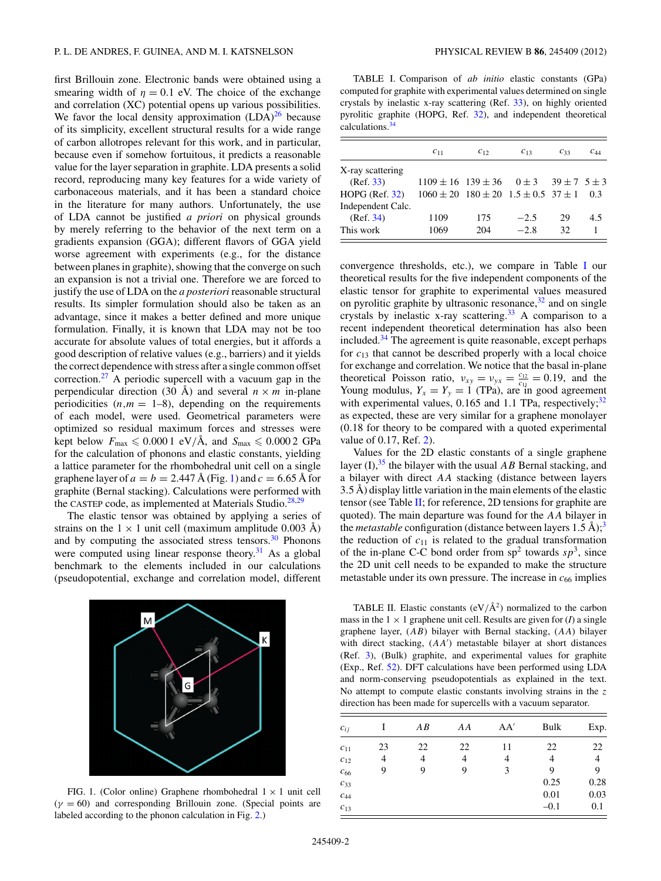first Brillouin zone. Electronic bands were obtained using a smearing width of $\eta = 0.1$ eV. The choice of the exchange and correlation (XC) potential opens up various possibilities. We favor the local density approximation (LDA)[26] because of its simplicity, excellent structural results for a wide range of carbon allotropes relevant for this work, and in particular, because even if somehow fortuitous, it predicts a reasonable value for the layer separation in graphite. LDA presents a solid record, reproducing many key features for a wide variety of carbonaceous materials, and it has been a standard choice in the literature for many authors. Unfortunately, the use of LDA cannot be justified *a priori* on physical grounds by merely referring to the behavior of the next term on a gradients expansion (GGA); different flavors of GGA yield worse agreement with experiments (e.g., for the distance between planes in graphite), showing that the converge on such an expansion is not a trivial one. Therefore we are forced to justify the use of LDA on the *a posteriori* reasonable structural results. Its simpler formulation should also be taken as an advantage, since it makes a better defined and more unique formulation. Finally, it is known that LDA may not be too accurate for absolute values of total energies, but it affords a good description of relative values (e.g., barriers) and it yields the correct dependence with stress after a single common offset correction.[27] A periodic supercell with a vacuum gap in the perpendicular direction (30 Å) and several $n \times m$ in-plane periodicities ($n,m$ = 1–8), depending on the requirements of each model, were used. Geometrical parameters were optimized so residual maximum forces and stresses were kept below $F_{\max} \leqslant 0.0001$ eV/Å, and $S_{\max} \leqslant 0.0002$ GPa for the calculation of phonons and elastic constants, yielding a lattice parameter for the rhombohedral unit cell for a single graphene layer of $a = b = 2.447$ Å (Fig. 1) and $c = 6.65$ Å for graphite (Bernal stacking). Calculations were performed with the CASTEP code, as implemented at Materials Studio.[28,29]

The elastic tensor was obtained by applying a series of strains on the $1 \times 1$ unit cell (maximum amplitude 0.003 Å) and by computing the associated stress tensors.[30] Phonons were computed using linear response theory.[31] As a global benchmark to the elements included in our calculations (pseudopotential, exchange and correlation model, different

FIG. 1. (Color online) Graphene rhombohedral $1 \times 1$ unit cell ($\gamma = 60$) and corresponding Brillouin zone. (Special points are labeled according to the phonon calculation in Fig. 2.)

TABLE I. Comparison of *ab initio* elastic constants (GPa) computed for graphite with experimental values determined on single crystals by inelastic x-ray scattering (Ref. 33), on highly oriented pyrolitic graphite (HOPG, Ref. 32), and independent theoretical calculations.[34]

| | $c_{11}$ | $c_{12}$ | $c_{13}$ | $c_{33}$ | $c_{44}$ |
|---|---|---|---|---|---|
| X-ray scattering (Ref. 33) | $1109 \pm 16$ | $139 \pm 36$ | $0 \pm 3$ | $39 \pm 7$ | $5 \pm 3$ |
| HOPG (Ref. 32) | $1060 \pm 20$ | $180 \pm 20$ | $1.5 \pm 0.5$ | $37 \pm 1$ | 0.3 |
| Independent Calc. (Ref. 34) | 1109 | 175 | −2.5 | 29 | 4.5 |
| This work | 1069 | 204 | −2.8 | 32 | 1 |

convergence thresholds, etc.), we compare in Table I our theoretical results for the five independent components of the elastic tensor for graphite to experimental values measured on pyrolitic graphite by ultrasonic resonance,[32] and on single crystals by inelastic x-ray scattering.[33] A comparison to a recent independent theoretical determination has also been included.[34] The agreement is quite reasonable, except perhaps for $c_{13}$ that cannot be described properly with a local choice for exchange and correlation. We notice that the basal in-plane theoretical Poisson ratio, $\nu_{xy} = \nu_{yx} = \frac{c_{12}}{c_{11}} = 0.19$, and the Young modulus, $Y_x = Y_y = 1$ (TPa), are in good agreement with experimental values, 0.165 and 1.1 TPa, respectively;[32] as expected, these are very similar for a graphene monolayer (0.18 for theory to be compared with a quoted experimental value of 0.17, Ref. 2).

Values for the 2D elastic constants of a single graphene layer (I),[35] the bilayer with the usual $AB$ Bernal stacking, and a bilayer with direct $AA$ stacking (distance between layers 3.5 Å) display little variation in the main elements of the elastic tensor (see Table II; for reference, 2D tensions for graphite are quoted). The main departure was found for the $AA$ bilayer in the *metastable* configuration (distance between layers 1.5 Å);[3] the reduction of $c_{11}$ is related to the gradual transformation of the in-plane C-C bond order from sp$^2$ towards $sp^3$, since the 2D unit cell needs to be expanded to make the structure metastable under its own pressure. The increase in $c_{66}$ implies

TABLE II. Elastic constants (eV/Å$^2$) normalized to the carbon mass in the $1 \times 1$ graphene unit cell. Results are given for $(I)$ a single graphene layer, $(AB)$ bilayer with Bernal stacking, $(AA)$ bilayer with direct stacking, $(AA')$ metastable bilayer at short distances (Ref. 3), (Bulk) graphite, and experimental values for graphite (Exp., Ref. 52). DFT calculations have been performed using LDA and norm-conserving pseudopotentials as explained in the text. No attempt to compute elastic constants involving strains in the $z$ direction has been made for supercells with a vacuum separator.

| $c_{ij}$ | I | $AB$ | $AA$ | AA$'$ | Bulk | Exp. |
|---|---|---|---|---|---|---|
| $c_{11}$ | 23 | 22 | 22 | 11 | 22 | 22 |
| $c_{12}$ | 4 | 4 | 4 | 4 | 4 | 4 |
| $c_{66}$ | 9 | 9 | 9 | 3 | 9 | 9 |
| $c_{33}$ | | | | | 0.25 | 0.28 |
| $c_{44}$ | | | | | 0.01 | 0.03 |
| $c_{13}$ | | | | | −0.1 | 0.1 |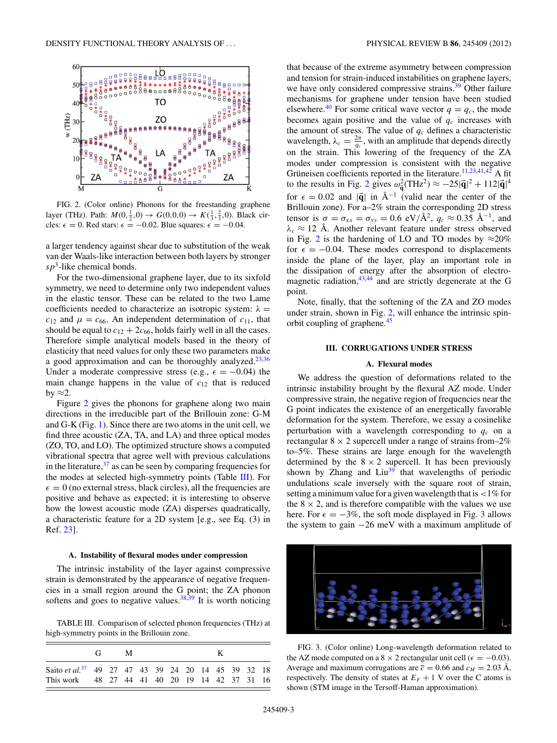FIG. 2. (Color online) Phonons for the freestanding graphene layer (THz). Path: $M(0,\frac{1}{2},0) \rightarrow G(0,0,0) \rightarrow K(\frac{1}{3},\frac{2}{3},0)$. Black circles: $\epsilon = 0$. Red stars: $\epsilon = -0.02$. Blue squares: $\epsilon = -0.04$.

a larger tendency against shear due to substitution of the weak van der Waals-like interaction between both layers by stronger $sp^3$-like chemical bonds.

For the two-dimensional graphene layer, due to its sixfold symmetry, we need to determine only two independent values in the elastic tensor. These can be related to the two Lame coefficients needed to characterize an isotropic system: $\lambda = c_{12}$ and $\mu = c_{66}$. An independent determination of $c_{11}$, that should be equal to $c_{12} + 2c_{66}$, holds fairly well in all the cases. Therefore simple analytical models based in the theory of elasticity that need values for only these two parameters make a good approximation and can be thoroughly analyzed.[23,36] Under a moderate compressive stress (e.g., $\epsilon = -0.04$) the main change happens in the value of $c_{12}$ that is reduced by $\approx 2$.

Figure 2 gives the phonons for graphene along two main directions in the irreducible part of the Brillouin zone: G-M and G-K (Fig. 1). Since there are two atoms in the unit cell, we find three acoustic (ZA, TA, and LA) and three optical modes (ZO, TO, and LO). The optimized structure shows a computed vibrational spectra that agree well with previous calculations in the literature,[37] as can be seen by comparing frequencies for the modes at selected high-symmetry points (Table III). For $\epsilon = 0$ (no external stress, black circles), all the frequencies are positive and behave as expected; it is interesting to observe how the lowest acoustic mode (ZA) disperses quadratically, a characteristic feature for a 2D system [e.g., see Eq. (3) in Ref. 23].

### A. Instability of flexural modes under compression

The intrinsic instability of the layer against compressive strain is demonstrated by the appearance of negative frequencies in a small region around the G point; the ZA phonon softens and goes to negative values.[38,39] It is worth noticing

TABLE III. Comparison of selected phonon frequencies (THz) at high-symmetry points in the Brillouin zone.

| | G | M | | | | | K | | | | |
|---|---|---|---|---|---|---|---|---|---|---|---|
| Saito *et al.*[37] | 49 | 27 | 47 | 43 | 39 | 24 | 20 | 14 | 45 | 39 | 32 | 18 |
| This work | 48 | 27 | 44 | 41 | 40 | 20 | 19 | 14 | 42 | 37 | 31 | 16 |

that because of the extreme asymmetry between compression and tension for strain-induced instabilities on graphene layers, we have only considered compressive strains.[39] Other failure mechanisms for graphene under tension have been studied elsewhere.[40] For some critical wave vector $q = q_c$, the mode becomes again positive and the value of $q_c$ increases with the amount of stress. The value of $q_c$ defines a characteristic wavelength, $\lambda_c = \frac{2\pi}{q_c}$, with an amplitude that depends directly on the strain. This lowering of the frequency of the ZA modes under compression is consistent with the negative Grüneisen coefficients reported in the literature.[11,23,41,42] A fit to the results in Fig. 2 gives $\omega_{\vec{q}}^2(\text{THz}^2) \approx -25|\vec{q}|^2 + 112|\vec{q}|^4$ for $\epsilon = 0.02$ and $|\vec{q}|$ in Å$^{-1}$ (valid near the center of the Brillouin zone). For a–2% strain the corresponding 2D stress tensor is $\sigma = \sigma_{xx} = \sigma_{yy} = 0.6$ eV/Å$^2$, $q_c \approx 0.35$ Å$^{-1}$, and $\lambda_c \approx 12$ Å. Another relevant feature under stress observed in Fig. 2 is the hardening of LO and TO modes by $\approx 20\%$ for $\epsilon = -0.04$. These modes correspond to displacements inside the plane of the layer, play an important role in the dissipation of energy after the absorption of electromagnetic radiation,[43,44] and are strictly degenerate at the G point.

Note, finally, that the softening of the ZA and ZO modes under strain, shown in Fig. 2, will enhance the intrinsic spin-orbit coupling of graphene.[45]

## III. CORRUGATIONS UNDER STRESS

### A. Flexural modes

We address the question of deformations related to the intrinsic instability brought by the flexural AZ mode. Under compressive strain, the negative region of frequencies near the G point indicates the existence of an energetically favorable deformation for the system. Therefore, we essay a cosinelike perturbation with a wavelength corresponding to $q_c$ on a rectangular $8 \times 2$ supercell under a range of strains from–2% to–5%. These strains are large enough for the wavelength determined by the $8 \times 2$ supercell. It has been previously shown by Zhang and Liu[39] that wavelengths of periodic undulations scale inversely with the square root of strain, setting a minimum value for a given wavelength that is <1% for the $8 \times 2$, and is therefore compatible with the values we use here. For $\epsilon = -3\%$, the soft mode displayed in Fig. 3 allows the system to gain $-26$ meV with a maximum amplitude of

FIG. 3. (Color online) Long-wavelength deformation related to the AZ mode computed on a $8 \times 2$ rectangular unit cell ($\epsilon = -0.03$). Average and maximum corrugations are $\bar{c} = 0.66$ and $c_M = 2.03$ Å, respectively. The density of states at $E_F + 1$ V over the C atoms is shown (STM image in the Tersoff-Hamann approximation).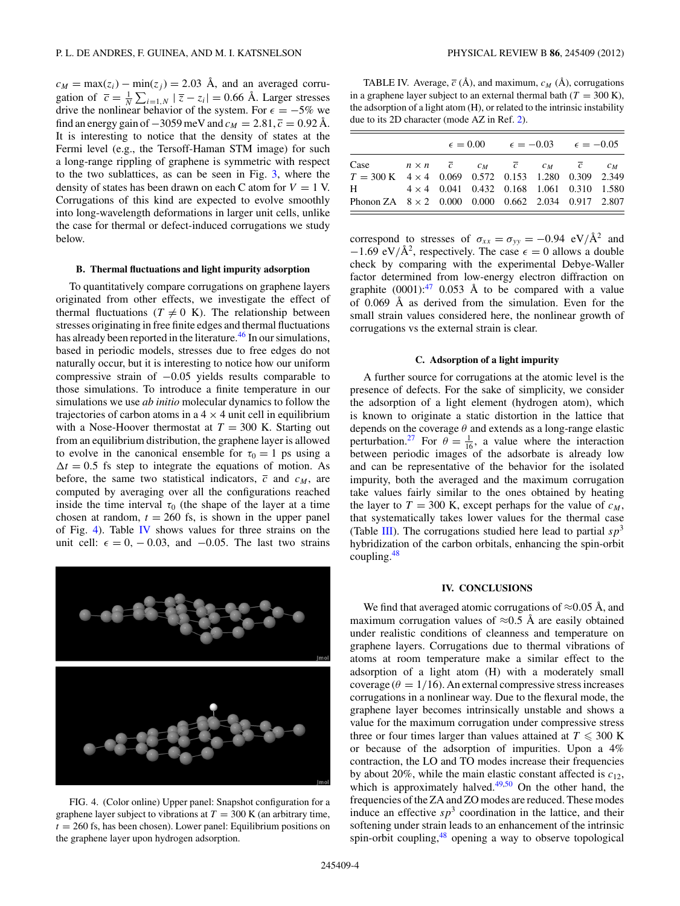$c_M = \max(z_i) - \min(z_j) = 2.03$ Å, and an averaged corrugation of $\bar{c} = \frac{1}{N}\sum_{i=1,N} |\bar{z} - z_i| = 0.66$ Å. Larger stresses drive the nonlinear behavior of the system. For $\epsilon = -5\%$ we find an energy gain of $-3059$ meV and $c_M = 2.81, \bar{c} = 0.92$ Å. It is interesting to notice that the density of states at the Fermi level (e.g., the Tersoff-Haman STM image) for such a long-range rippling of graphene is symmetric with respect to the two sublattices, as can be seen in Fig. 3, where the density of states has been drawn on each C atom for $V = 1$ V. Corrugations of this kind are expected to evolve smoothly into long-wavelength deformations in larger unit cells, unlike the case for thermal or defect-induced corrugations we study below.

### B. Thermal fluctuations and light impurity adsorption

To quantitatively compare corrugations on graphene layers originated from other effects, we investigate the effect of thermal fluctuations ($T \neq 0$ K). The relationship between stresses originating in free finite edges and thermal fluctuations has already been reported in the literature.[46] In our simulations, based in periodic models, stresses due to free edges do not naturally occur, but it is interesting to notice how our uniform compressive strain of $-0.05$ yields results comparable to those simulations. To introduce a finite temperature in our simulations we use *ab initio* molecular dynamics to follow the trajectories of carbon atoms in a $4 \times 4$ unit cell in equilibrium with a Nose-Hoover thermostat at $T = 300$ K. Starting out from an equilibrium distribution, the graphene layer is allowed to evolve in the canonical ensemble for $\tau_0 = 1$ ps using a $\Delta t = 0.5$ fs step to integrate the equations of motion. As before, the same two statistical indicators, $\bar{c}$ and $c_M$, are computed by averaging over all the configurations reached inside the time interval $\tau_0$ (the shape of the layer at a time chosen at random, $t = 260$ fs, is shown in the upper panel of Fig. 4). Table IV shows values for three strains on the unit cell: $\epsilon = 0, -0.03$, and $-0.05$. The last two strains

FIG. 4. (Color online) Upper panel: Snapshot configuration for a graphene layer subject to vibrations at $T = 300$ K (an arbitrary time, $t = 260$ fs, has been chosen). Lower panel: Equilibrium positions on the graphene layer upon hydrogen adsorption.

TABLE IV. Average, $\bar{c}$ (Å), and maximum, $c_M$ (Å), corrugations in a graphene layer subject to an external thermal bath ($T = 300$ K), the adsorption of a light atom (H), or related to the intrinsic instability due to its 2D character (mode AZ in Ref. 2).

| | | $\epsilon = 0.00$ | | $\epsilon = -0.03$ | | $\epsilon = -0.05$ | |
|---|---|---|---|---|---|---|---|
| Case | $n \times n$ | $\bar{c}$ | $c_M$ | $\bar{c}$ | $c_M$ | $\bar{c}$ | $c_M$ |
| $T = 300$ K | $4 \times 4$ | 0.069 | 0.572 | 0.153 | 1.280 | 0.309 | 2.349 |
| H | $4 \times 4$ | 0.041 | 0.432 | 0.168 | 1.061 | 0.310 | 1.580 |
| Phonon ZA | $8 \times 2$ | 0.000 | 0.000 | 0.662 | 2.034 | 0.917 | 2.807 |

correspond to stresses of $\sigma_{xx} = \sigma_{yy} = -0.94$ eV/Å$^2$ and $-1.69$ eV/Å$^2$, respectively. The case $\epsilon = 0$ allows a double check by comparing with the experimental Debye-Waller factor determined from low-energy electron diffraction on graphite (0001):[47] 0.053 Å to be compared with a value of 0.069 Å as derived from the simulation. Even for the small strain values considered here, the nonlinear growth of corrugations vs the external strain is clear.

### C. Adsorption of a light impurity

A further source for corrugations at the atomic level is the presence of defects. For the sake of simplicity, we consider the adsorption of a light element (hydrogen atom), which is known to originate a static distortion in the lattice that depends on the coverage $\theta$ and extends as a long-range elastic perturbation.[27] For $\theta = \frac{1}{16}$, a value where the interaction between periodic images of the adsorbate is already low and can be representative of the behavior for the isolated impurity, both the averaged and the maximum corrugation take values fairly similar to the ones obtained by heating the layer to $T = 300$ K, except perhaps for the value of $c_M$, that systematically takes lower values for the thermal case (Table III). The corrugations studied here lead to partial $sp^3$ hybridization of the carbon orbitals, enhancing the spin-orbit coupling.[48]

## IV. CONCLUSIONS

We find that averaged atomic corrugations of ≈0.05 Å, and maximum corrugation values of ≈0.5 Å are easily obtained under realistic conditions of cleanness and temperature on graphene layers. Corrugations due to thermal vibrations of atoms at room temperature make a similar effect to the adsorption of a light atom (H) with a moderately small coverage ($\theta = 1/16$). An external compressive stress increases corrugations in a nonlinear way. Due to the flexural mode, the graphene layer becomes intrinsically unstable and shows a value for the maximum corrugation under compressive stress three or four times larger than values attained at $T \leqslant 300$ K or because of the adsorption of impurities. Upon a 4% contraction, the LO and TO modes increase their frequencies by about 20%, while the main elastic constant affected is $c_{12}$, which is approximately halved.[49,50] On the other hand, the frequencies of the ZA and ZO modes are reduced. These modes induce an effective $sp^3$ coordination in the lattice, and their softening under strain leads to an enhancement of the intrinsic spin-orbit coupling,[48] opening a way to observe topological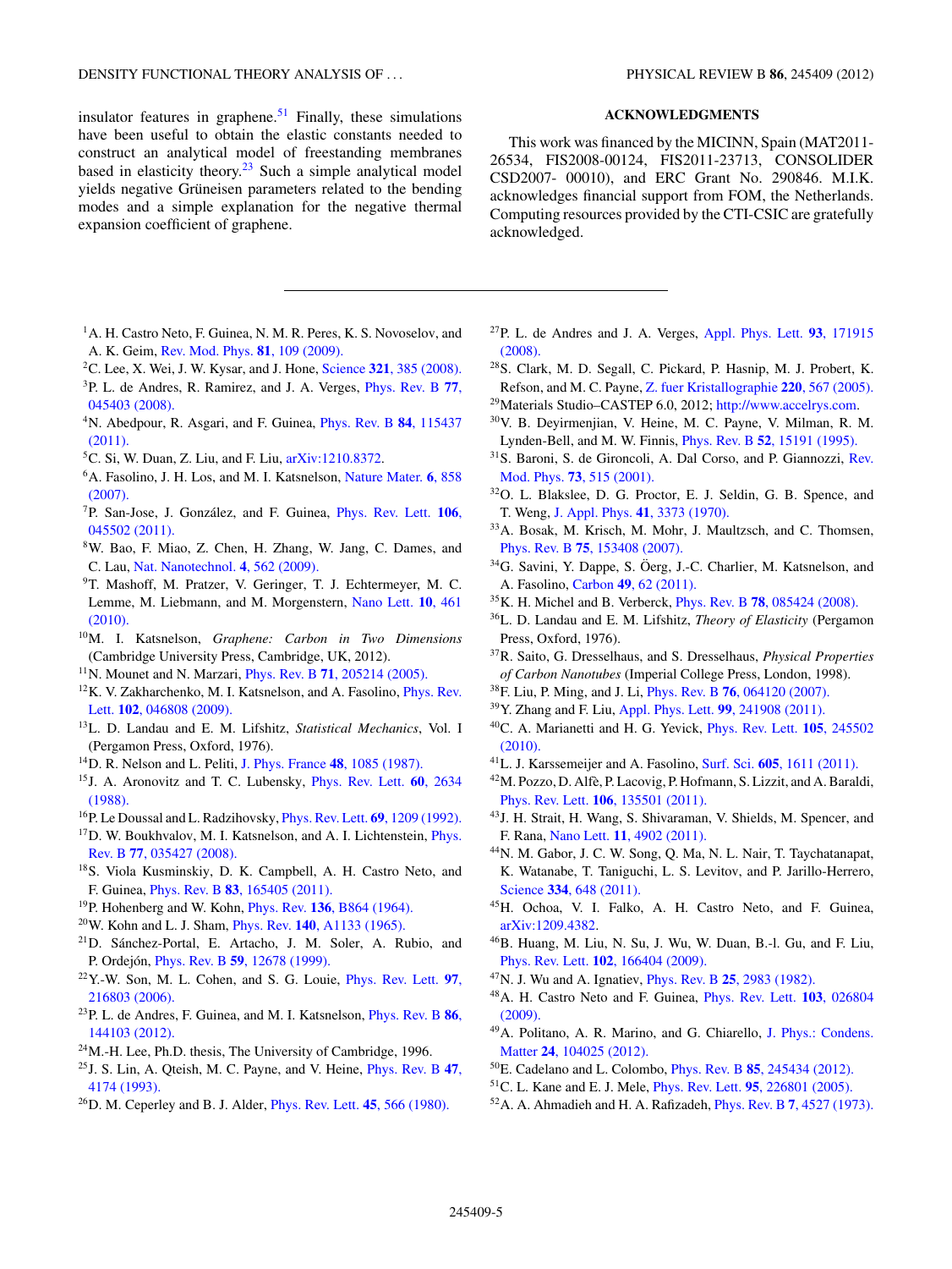insulator features in graphene.[51] Finally, these simulations have been useful to obtain the elastic constants needed to construct an analytical model of freestanding membranes based in elasticity theory.[23] Such a simple analytical model yields negative Grüneisen parameters related to the bending modes and a simple explanation for the negative thermal expansion coefficient of graphene.

## ACKNOWLEDGMENTS

This work was financed by the MICINN, Spain (MAT2011-26534, FIS2008-00124, FIS2011-23713, CONSOLIDER CSD2007- 00010), and ERC Grant No. 290846. M.I.K. acknowledges financial support from FOM, the Netherlands. Computing resources provided by the CTI-CSIC are gratefully acknowledged.

---

[1] A. H. Castro Neto, F. Guinea, N. M. R. Peres, K. S. Novoselov, and A. K. Geim, Rev. Mod. Phys. **81**, 109 (2009).
[2] C. Lee, X. Wei, J. W. Kysar, and J. Hone, Science **321**, 385 (2008).
[3] P. L. de Andres, R. Ramirez, and J. A. Verges, Phys. Rev. B **77**, 045403 (2008).
[4] N. Abedpour, R. Asgari, and F. Guinea, Phys. Rev. B **84**, 115437 (2011).
[5] C. Si, W. Duan, Z. Liu, and F. Liu, arXiv:1210.8372.
[6] A. Fasolino, J. H. Los, and M. I. Katsnelson, Nature Mater. **6**, 858 (2007).
[7] P. San-Jose, J. González, and F. Guinea, Phys. Rev. Lett. **106**, 045502 (2011).
[8] W. Bao, F. Miao, Z. Chen, H. Zhang, W. Jang, C. Dames, and C. Lau, Nat. Nanotechnol. **4**, 562 (2009).
[9] T. Mashoff, M. Pratzer, V. Geringer, T. J. Echtermeyer, M. C. Lemme, M. Liebmann, and M. Morgenstern, Nano Lett. **10**, 461 (2010).
[10] M. I. Katsnelson, *Graphene: Carbon in Two Dimensions* (Cambridge University Press, Cambridge, UK, 2012).
[11] N. Mounet and N. Marzari, Phys. Rev. B **71**, 205214 (2005).
[12] K. V. Zakharchenko, M. I. Katsnelson, and A. Fasolino, Phys. Rev. Lett. **102**, 046808 (2009).
[13] L. D. Landau and E. M. Lifshitz, *Statistical Mechanics*, Vol. I (Pergamon Press, Oxford, 1976).
[14] D. R. Nelson and L. Peliti, J. Phys. France **48**, 1085 (1987).
[15] J. A. Aronovitz and T. C. Lubensky, Phys. Rev. Lett. **60**, 2634 (1988).
[16] P. Le Doussal and L. Radzihovsky, Phys. Rev. Lett. **69**, 1209 (1992).
[17] D. W. Boukhvalov, M. I. Katsnelson, and A. I. Lichtenstein, Phys. Rev. B **77**, 035427 (2008).
[18] S. Viola Kusminskiy, D. K. Campbell, A. H. Castro Neto, and F. Guinea, Phys. Rev. B **83**, 165405 (2011).
[19] P. Hohenberg and W. Kohn, Phys. Rev. **136**, B864 (1964).
[20] W. Kohn and L. J. Sham, Phys. Rev. **140**, A1133 (1965).
[21] D. Sánchez-Portal, E. Artacho, J. M. Soler, A. Rubio, and P. Ordejón, Phys. Rev. B **59**, 12678 (1999).
[22] Y.-W. Son, M. L. Cohen, and S. G. Louie, Phys. Rev. Lett. **97**, 216803 (2006).
[23] P. L. de Andres, F. Guinea, and M. I. Katsnelson, Phys. Rev. B **86**, 144103 (2012).
[24] M.-H. Lee, Ph.D. thesis, The University of Cambridge, 1996.
[25] J. S. Lin, A. Qteish, M. C. Payne, and V. Heine, Phys. Rev. B **47**, 4174 (1993).
[26] D. M. Ceperley and B. J. Alder, Phys. Rev. Lett. **45**, 566 (1980).
[27] P. L. de Andres and J. A. Verges, Appl. Phys. Lett. **93**, 171915 (2008).
[28] S. Clark, M. D. Segall, C. Pickard, P. Hasnip, M. J. Probert, K. Refson, and M. C. Payne, Z. fuer Kristallographie **220**, 567 (2005).
[29] Materials Studio–CASTEP 6.0, 2012; http://www.accelrys.com.
[30] V. B. Deyirmenjian, V. Heine, M. C. Payne, V. Milman, R. M. Lynden-Bell, and M. W. Finnis, Phys. Rev. B **52**, 15191 (1995).
[31] S. Baroni, S. de Gironcoli, A. Dal Corso, and P. Giannozzi, Rev. Mod. Phys. **73**, 515 (2001).
[32] O. L. Blakslee, D. G. Proctor, E. J. Seldin, G. B. Spence, and T. Weng, J. Appl. Phys. **41**, 3373 (1970).
[33] A. Bosak, M. Krisch, M. Mohr, J. Maultzsch, and C. Thomsen, Phys. Rev. B **75**, 153408 (2007).
[34] G. Savini, Y. Dappe, S. Öerg, J.-C. Charlier, M. Katsnelson, and A. Fasolino, Carbon **49**, 62 (2011).
[35] K. H. Michel and B. Verberck, Phys. Rev. B **78**, 085424 (2008).
[36] L. D. Landau and E. M. Lifshitz, *Theory of Elasticity* (Pergamon Press, Oxford, 1976).
[37] R. Saito, G. Dresselhaus, and S. Dresselhaus, *Physical Properties of Carbon Nanotubes* (Imperial College Press, London, 1998).
[38] F. Liu, P. Ming, and J. Li, Phys. Rev. B **76**, 064120 (2007).
[39] Y. Zhang and F. Liu, Appl. Phys. Lett. **99**, 241908 (2011).
[40] C. A. Marianetti and H. G. Yevick, Phys. Rev. Lett. **105**, 245502 (2010).
[41] L. J. Karssemeijer and A. Fasolino, Surf. Sci. **605**, 1611 (2011).
[42] M. Pozzo, D. Alfè, P. Lacovig, P. Hofmann, S. Lizzit, and A. Baraldi, Phys. Rev. Lett. **106**, 135501 (2011).
[43] J. H. Strait, H. Wang, S. Shivaraman, V. Shields, M. Spencer, and F. Rana, Nano Lett. **11**, 4902 (2011).
[44] N. M. Gabor, J. C. W. Song, Q. Ma, N. L. Nair, T. Taychatanapat, K. Watanabe, T. Taniguchi, L. S. Levitov, and P. Jarillo-Herrero, Science **334**, 648 (2011).
[45] H. Ochoa, V. I. Falko, A. H. Castro Neto, and F. Guinea, arXiv:1209.4382.
[46] B. Huang, M. Liu, N. Su, J. Wu, W. Duan, B.-l. Gu, and F. Liu, Phys. Rev. Lett. **102**, 166404 (2009).
[47] N. J. Wu and A. Ignatiev, Phys. Rev. B **25**, 2983 (1982).
[48] A. H. Castro Neto and F. Guinea, Phys. Rev. Lett. **103**, 026804 (2009).
[49] A. Politano, A. R. Marino, and G. Chiarello, J. Phys.: Condens. Matter **24**, 104025 (2012).
[50] E. Cadelano and L. Colombo, Phys. Rev. B **85**, 245434 (2012).
[51] C. L. Kane and E. J. Mele, Phys. Rev. Lett. **95**, 226801 (2005).
[52] A. A. Ahmadieh and H. A. Rafizadeh, Phys. Rev. B **7**, 4527 (1973).